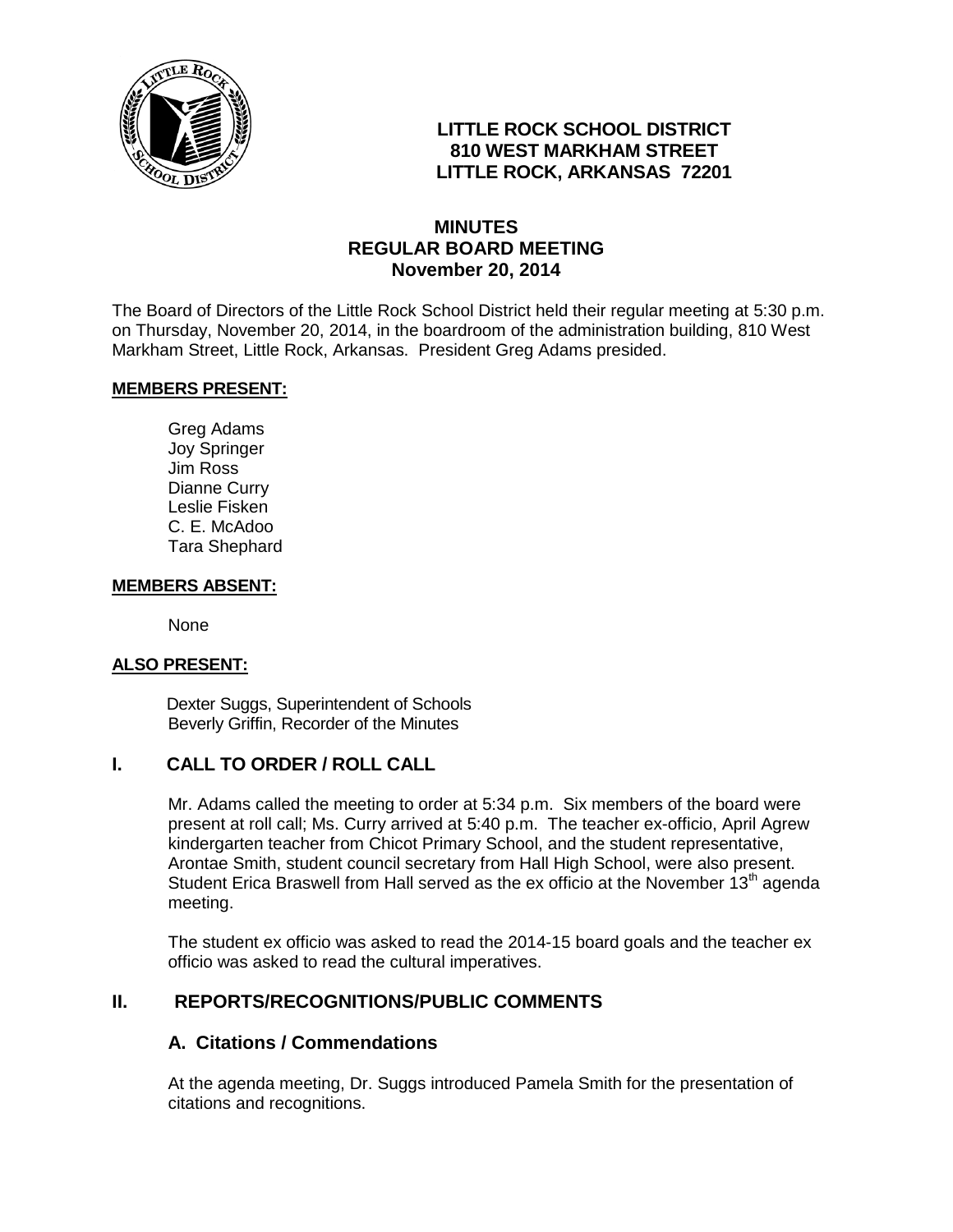**LITTLE ROCK SCHOOL DISTRICT**
**810 WEST MARKHAM STREET**
**LITTLE ROCK, ARKANSAS 72201**

# MINUTES
## REGULAR BOARD MEETING
## November 20, 2014

The Board of Directors of the Little Rock School District held their regular meeting at 5:30 p.m. on Thursday, November 20, 2014, in the boardroom of the administration building, 810 West Markham Street, Little Rock, Arkansas. President Greg Adams presided.

**MEMBERS PRESENT:**

Greg Adams
Joy Springer
Jim Ross
Dianne Curry
Leslie Fisken
C. E. McAdoo
Tara Shephard

**MEMBERS ABSENT:**

None

**ALSO PRESENT:**

Dexter Suggs, Superintendent of Schools
Beverly Griffin, Recorder of the Minutes

## I. CALL TO ORDER / ROLL CALL

Mr. Adams called the meeting to order at 5:34 p.m. Six members of the board were present at roll call; Ms. Curry arrived at 5:40 p.m. The teacher ex-officio, April Agrew kindergarten teacher from Chicot Primary School, and the student representative, Arontae Smith, student council secretary from Hall High School, were also present. Student Erica Braswell from Hall served as the ex officio at the November 13th agenda meeting.

The student ex officio was asked to read the 2014-15 board goals and the teacher ex officio was asked to read the cultural imperatives.

## II. REPORTS/RECOGNITIONS/PUBLIC COMMENTS

### A. Citations / Commendations

At the agenda meeting, Dr. Suggs introduced Pamela Smith for the presentation of citations and recognitions.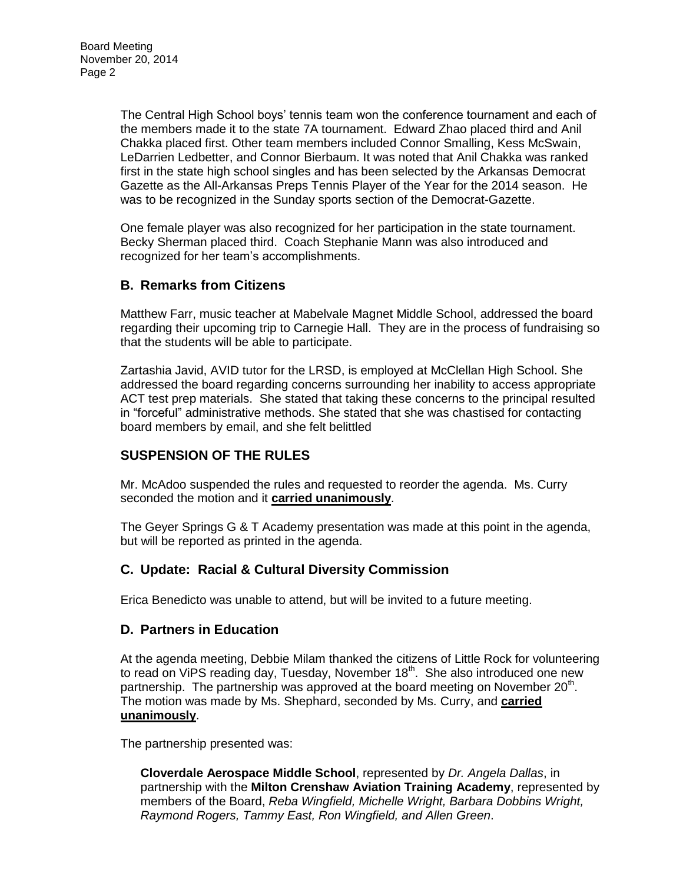The Central High School boys' tennis team won the conference tournament and each of the members made it to the state 7A tournament. Edward Zhao placed third and Anil Chakka placed first. Other team members included Connor Smalling, Kess McSwain, LeDarrien Ledbetter, and Connor Bierbaum. It was noted that Anil Chakka was ranked first in the state high school singles and has been selected by the Arkansas Democrat Gazette as the All-Arkansas Preps Tennis Player of the Year for the 2014 season. He was to be recognized in the Sunday sports section of the Democrat-Gazette.

One female player was also recognized for her participation in the state tournament. Becky Sherman placed third. Coach Stephanie Mann was also introduced and recognized for her team's accomplishments.

## B. Remarks from Citizens

Matthew Farr, music teacher at Mabelvale Magnet Middle School, addressed the board regarding their upcoming trip to Carnegie Hall. They are in the process of fundraising so that the students will be able to participate.

Zartashia Javid, AVID tutor for the LRSD, is employed at McClellan High School. She addressed the board regarding concerns surrounding her inability to access appropriate ACT test prep materials. She stated that taking these concerns to the principal resulted in "forceful" administrative methods. She stated that she was chastised for contacting board members by email, and she felt belittled

## SUSPENSION OF THE RULES

Mr. McAdoo suspended the rules and requested to reorder the agenda. Ms. Curry seconded the motion and it **carried unanimously**.

The Geyer Springs G & T Academy presentation was made at this point in the agenda, but will be reported as printed in the agenda.

## C. Update: Racial & Cultural Diversity Commission

Erica Benedicto was unable to attend, but will be invited to a future meeting.

## D. Partners in Education

At the agenda meeting, Debbie Milam thanked the citizens of Little Rock for volunteering to read on ViPS reading day, Tuesday, November 18th. She also introduced one new partnership. The partnership was approved at the board meeting on November 20th. The motion was made by Ms. Shephard, seconded by Ms. Curry, and **carried unanimously**.

The partnership presented was:

**Cloverdale Aerospace Middle School**, represented by *Dr. Angela Dallas*, in partnership with the **Milton Crenshaw Aviation Training Academy**, represented by members of the Board, *Reba Wingfield, Michelle Wright, Barbara Dobbins Wright, Raymond Rogers, Tammy East, Ron Wingfield, and Allen Green*.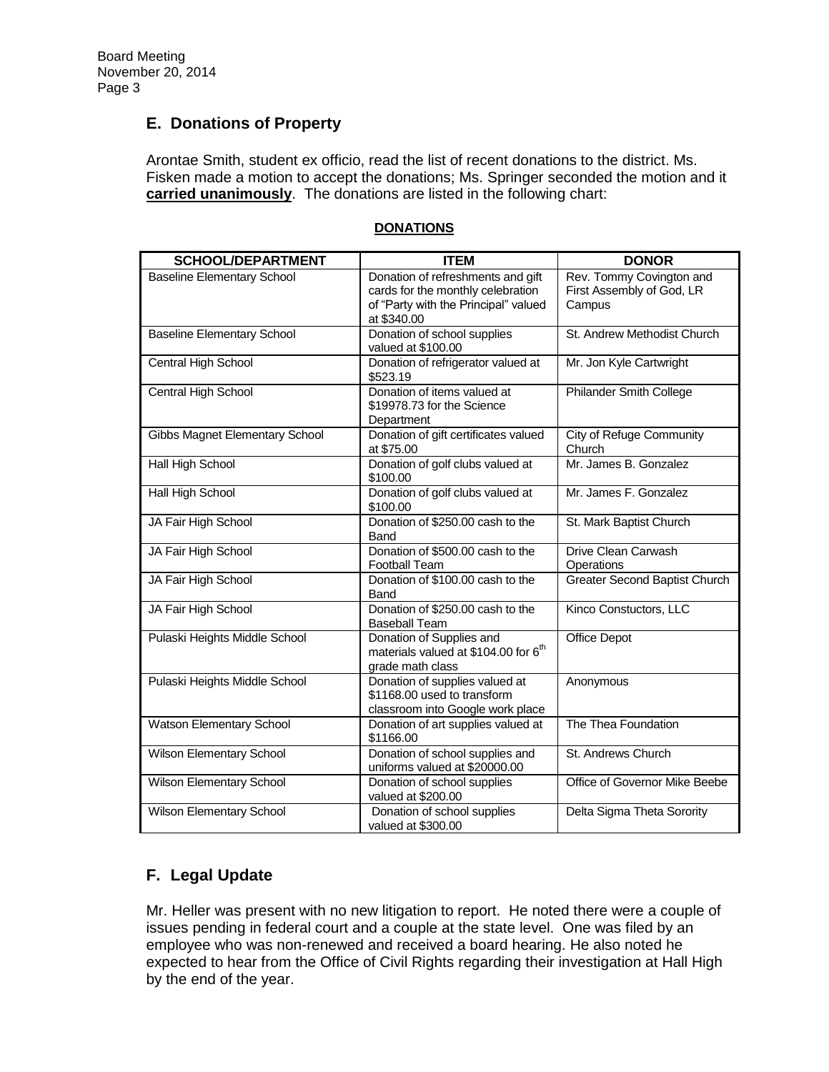## E. Donations of Property

Arontae Smith, student ex officio, read the list of recent donations to the district. Ms. Fisken made a motion to accept the donations; Ms. Springer seconded the motion and it **carried unanimously**. The donations are listed in the following chart:

**DONATIONS**

| SCHOOL/DEPARTMENT | ITEM | DONOR |
|---|---|---|
| Baseline Elementary School | Donation of refreshments and gift cards for the monthly celebration of "Party with the Principal" valued at $340.00 | Rev. Tommy Covington and First Assembly of God, LR Campus |
| Baseline Elementary School | Donation of school supplies valued at $100.00 | St. Andrew Methodist Church |
| Central High School | Donation of refrigerator valued at $523.19 | Mr. Jon Kyle Cartwright |
| Central High School | Donation of items valued at $19978.73 for the Science Department | Philander Smith College |
| Gibbs Magnet Elementary School | Donation of gift certificates valued at $75.00 | City of Refuge Community Church |
| Hall High School | Donation of golf clubs valued at $100.00 | Mr. James B. Gonzalez |
| Hall High School | Donation of golf clubs valued at $100.00 | Mr. James F. Gonzalez |
| JA Fair High School | Donation of $250.00 cash to the Band | St. Mark Baptist Church |
| JA Fair High School | Donation of $500.00 cash to the Football Team | Drive Clean Carwash Operations |
| JA Fair High School | Donation of $100.00 cash to the Band | Greater Second Baptist Church |
| JA Fair High School | Donation of $250.00 cash to the Baseball Team | Kinco Constuctors, LLC |
| Pulaski Heights Middle School | Donation of Supplies and materials valued at $104.00 for 6th grade math class | Office Depot |
| Pulaski Heights Middle School | Donation of supplies valued at $1168.00 used to transform classroom into Google work place | Anonymous |
| Watson Elementary School | Donation of art supplies valued at $1166.00 | The Thea Foundation |
| Wilson Elementary School | Donation of school supplies and uniforms valued at $20000.00 | St. Andrews Church |
| Wilson Elementary School | Donation of school supplies valued at $200.00 | Office of Governor Mike Beebe |
| Wilson Elementary School | Donation of school supplies valued at $300.00 | Delta Sigma Theta Sorority |

## F. Legal Update

Mr. Heller was present with no new litigation to report. He noted there were a couple of issues pending in federal court and a couple at the state level. One was filed by an employee who was non-renewed and received a board hearing. He also noted he expected to hear from the Office of Civil Rights regarding their investigation at Hall High by the end of the year.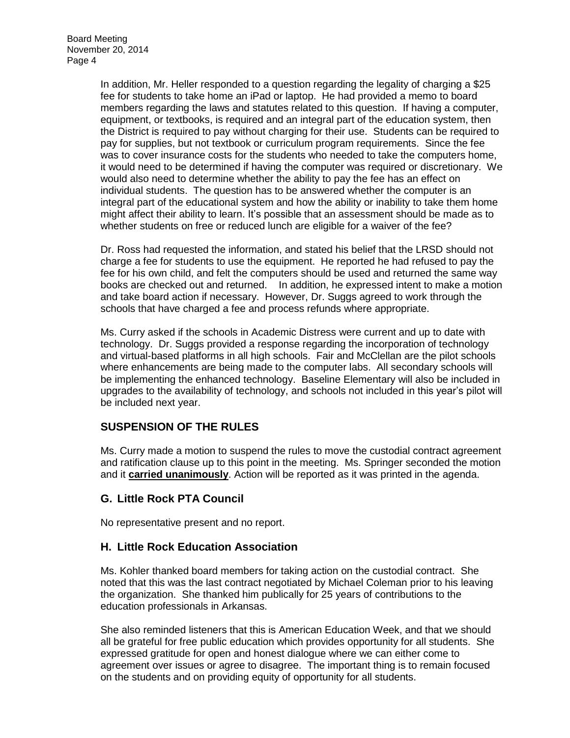In addition, Mr. Heller responded to a question regarding the legality of charging a $25 fee for students to take home an iPad or laptop. He had provided a memo to board members regarding the laws and statutes related to this question. If having a computer, equipment, or textbooks, is required and an integral part of the education system, then the District is required to pay without charging for their use. Students can be required to pay for supplies, but not textbook or curriculum program requirements. Since the fee was to cover insurance costs for the students who needed to take the computers home, it would need to be determined if having the computer was required or discretionary. We would also need to determine whether the ability to pay the fee has an effect on individual students. The question has to be answered whether the computer is an integral part of the educational system and how the ability or inability to take them home might affect their ability to learn. It's possible that an assessment should be made as to whether students on free or reduced lunch are eligible for a waiver of the fee?

Dr. Ross had requested the information, and stated his belief that the LRSD should not charge a fee for students to use the equipment. He reported he had refused to pay the fee for his own child, and felt the computers should be used and returned the same way books are checked out and returned. In addition, he expressed intent to make a motion and take board action if necessary. However, Dr. Suggs agreed to work through the schools that have charged a fee and process refunds where appropriate.

Ms. Curry asked if the schools in Academic Distress were current and up to date with technology. Dr. Suggs provided a response regarding the incorporation of technology and virtual-based platforms in all high schools. Fair and McClellan are the pilot schools where enhancements are being made to the computer labs. All secondary schools will be implementing the enhanced technology. Baseline Elementary will also be included in upgrades to the availability of technology, and schools not included in this year's pilot will be included next year.

## SUSPENSION OF THE RULES

Ms. Curry made a motion to suspend the rules to move the custodial contract agreement and ratification clause up to this point in the meeting. Ms. Springer seconded the motion and it **carried unanimously**. Action will be reported as it was printed in the agenda.

## G. Little Rock PTA Council

No representative present and no report.

## H. Little Rock Education Association

Ms. Kohler thanked board members for taking action on the custodial contract. She noted that this was the last contract negotiated by Michael Coleman prior to his leaving the organization. She thanked him publically for 25 years of contributions to the education professionals in Arkansas.

She also reminded listeners that this is American Education Week, and that we should all be grateful for free public education which provides opportunity for all students. She expressed gratitude for open and honest dialogue where we can either come to agreement over issues or agree to disagree. The important thing is to remain focused on the students and on providing equity of opportunity for all students.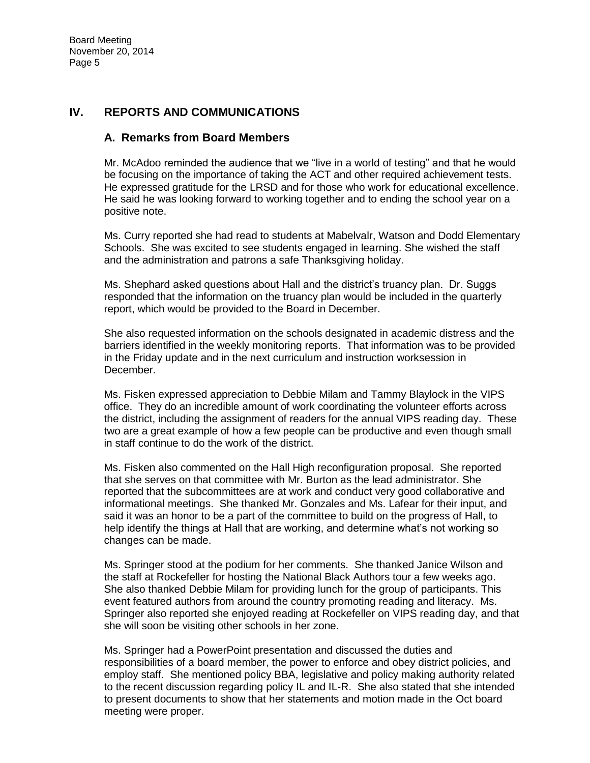## IV. REPORTS AND COMMUNICATIONS

### A. Remarks from Board Members

Mr. McAdoo reminded the audience that we "live in a world of testing" and that he would be focusing on the importance of taking the ACT and other required achievement tests. He expressed gratitude for the LRSD and for those who work for educational excellence. He said he was looking forward to working together and to ending the school year on a positive note.

Ms. Curry reported she had read to students at Mabelvalr, Watson and Dodd Elementary Schools. She was excited to see students engaged in learning. She wished the staff and the administration and patrons a safe Thanksgiving holiday.

Ms. Shephard asked questions about Hall and the district's truancy plan. Dr. Suggs responded that the information on the truancy plan would be included in the quarterly report, which would be provided to the Board in December.

She also requested information on the schools designated in academic distress and the barriers identified in the weekly monitoring reports. That information was to be provided in the Friday update and in the next curriculum and instruction worksession in December.

Ms. Fisken expressed appreciation to Debbie Milam and Tammy Blaylock in the VIPS office. They do an incredible amount of work coordinating the volunteer efforts across the district, including the assignment of readers for the annual VIPS reading day. These two are a great example of how a few people can be productive and even though small in staff continue to do the work of the district.

Ms. Fisken also commented on the Hall High reconfiguration proposal. She reported that she serves on that committee with Mr. Burton as the lead administrator. She reported that the subcommittees are at work and conduct very good collaborative and informational meetings. She thanked Mr. Gonzales and Ms. Lafear for their input, and said it was an honor to be a part of the committee to build on the progress of Hall, to help identify the things at Hall that are working, and determine what's not working so changes can be made.

Ms. Springer stood at the podium for her comments. She thanked Janice Wilson and the staff at Rockefeller for hosting the National Black Authors tour a few weeks ago. She also thanked Debbie Milam for providing lunch for the group of participants. This event featured authors from around the country promoting reading and literacy. Ms. Springer also reported she enjoyed reading at Rockefeller on VIPS reading day, and that she will soon be visiting other schools in her zone.

Ms. Springer had a PowerPoint presentation and discussed the duties and responsibilities of a board member, the power to enforce and obey district policies, and employ staff. She mentioned policy BBA, legislative and policy making authority related to the recent discussion regarding policy IL and IL-R. She also stated that she intended to present documents to show that her statements and motion made in the Oct board meeting were proper.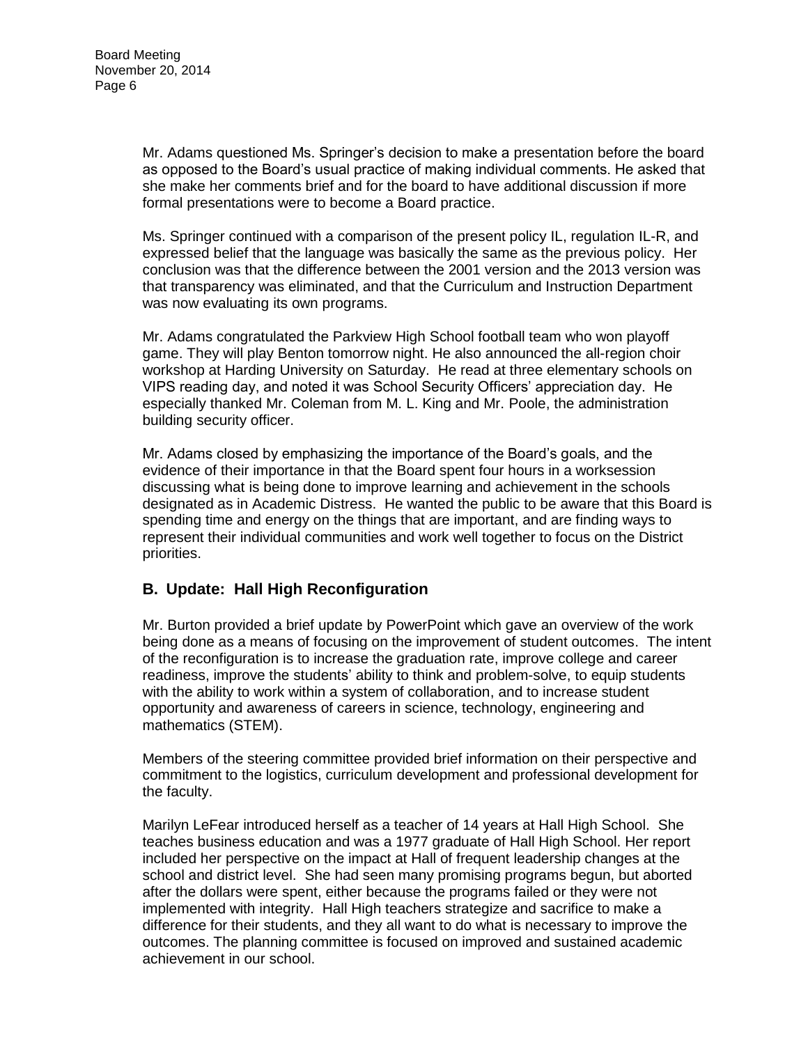Mr. Adams questioned Ms. Springer's decision to make a presentation before the board as opposed to the Board's usual practice of making individual comments. He asked that she make her comments brief and for the board to have additional discussion if more formal presentations were to become a Board practice.

Ms. Springer continued with a comparison of the present policy IL, regulation IL-R, and expressed belief that the language was basically the same as the previous policy. Her conclusion was that the difference between the 2001 version and the 2013 version was that transparency was eliminated, and that the Curriculum and Instruction Department was now evaluating its own programs.

Mr. Adams congratulated the Parkview High School football team who won playoff game. They will play Benton tomorrow night. He also announced the all-region choir workshop at Harding University on Saturday. He read at three elementary schools on VIPS reading day, and noted it was School Security Officers' appreciation day. He especially thanked Mr. Coleman from M. L. King and Mr. Poole, the administration building security officer.

Mr. Adams closed by emphasizing the importance of the Board's goals, and the evidence of their importance in that the Board spent four hours in a worksession discussing what is being done to improve learning and achievement in the schools designated as in Academic Distress. He wanted the public to be aware that this Board is spending time and energy on the things that are important, and are finding ways to represent their individual communities and work well together to focus on the District priorities.

## B. Update: Hall High Reconfiguration

Mr. Burton provided a brief update by PowerPoint which gave an overview of the work being done as a means of focusing on the improvement of student outcomes. The intent of the reconfiguration is to increase the graduation rate, improve college and career readiness, improve the students' ability to think and problem-solve, to equip students with the ability to work within a system of collaboration, and to increase student opportunity and awareness of careers in science, technology, engineering and mathematics (STEM).

Members of the steering committee provided brief information on their perspective and commitment to the logistics, curriculum development and professional development for the faculty.

Marilyn LeFear introduced herself as a teacher of 14 years at Hall High School. She teaches business education and was a 1977 graduate of Hall High School. Her report included her perspective on the impact at Hall of frequent leadership changes at the school and district level. She had seen many promising programs begun, but aborted after the dollars were spent, either because the programs failed or they were not implemented with integrity. Hall High teachers strategize and sacrifice to make a difference for their students, and they all want to do what is necessary to improve the outcomes. The planning committee is focused on improved and sustained academic achievement in our school.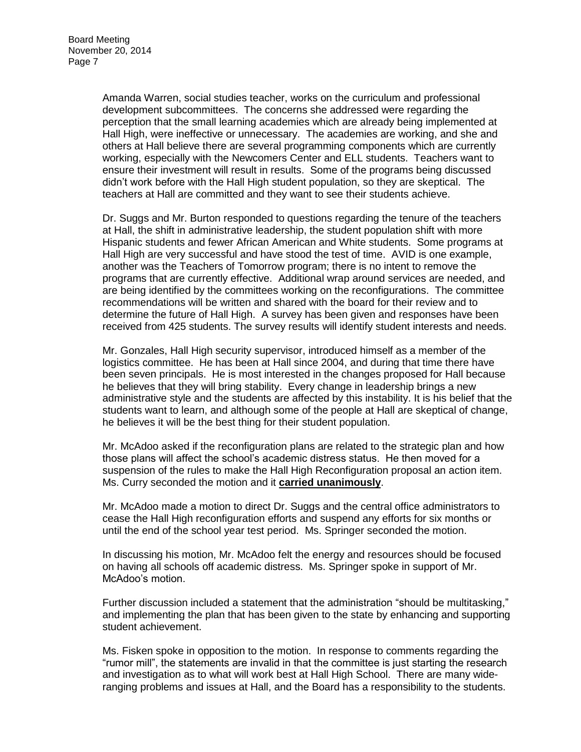Amanda Warren, social studies teacher, works on the curriculum and professional development subcommittees. The concerns she addressed were regarding the perception that the small learning academies which are already being implemented at Hall High, were ineffective or unnecessary. The academies are working, and she and others at Hall believe there are several programming components which are currently working, especially with the Newcomers Center and ELL students. Teachers want to ensure their investment will result in results. Some of the programs being discussed didn't work before with the Hall High student population, so they are skeptical. The teachers at Hall are committed and they want to see their students achieve.

Dr. Suggs and Mr. Burton responded to questions regarding the tenure of the teachers at Hall, the shift in administrative leadership, the student population shift with more Hispanic students and fewer African American and White students. Some programs at Hall High are very successful and have stood the test of time. AVID is one example, another was the Teachers of Tomorrow program; there is no intent to remove the programs that are currently effective. Additional wrap around services are needed, and are being identified by the committees working on the reconfigurations. The committee recommendations will be written and shared with the board for their review and to determine the future of Hall High. A survey has been given and responses have been received from 425 students. The survey results will identify student interests and needs.

Mr. Gonzales, Hall High security supervisor, introduced himself as a member of the logistics committee. He has been at Hall since 2004, and during that time there have been seven principals. He is most interested in the changes proposed for Hall because he believes that they will bring stability. Every change in leadership brings a new administrative style and the students are affected by this instability. It is his belief that the students want to learn, and although some of the people at Hall are skeptical of change, he believes it will be the best thing for their student population.

Mr. McAdoo asked if the reconfiguration plans are related to the strategic plan and how those plans will affect the school's academic distress status. He then moved for a suspension of the rules to make the Hall High Reconfiguration proposal an action item. Ms. Curry seconded the motion and it **carried unanimously**.

Mr. McAdoo made a motion to direct Dr. Suggs and the central office administrators to cease the Hall High reconfiguration efforts and suspend any efforts for six months or until the end of the school year test period. Ms. Springer seconded the motion.

In discussing his motion, Mr. McAdoo felt the energy and resources should be focused on having all schools off academic distress. Ms. Springer spoke in support of Mr. McAdoo's motion.

Further discussion included a statement that the administration "should be multitasking," and implementing the plan that has been given to the state by enhancing and supporting student achievement.

Ms. Fisken spoke in opposition to the motion. In response to comments regarding the "rumor mill", the statements are invalid in that the committee is just starting the research and investigation as to what will work best at Hall High School. There are many wide-ranging problems and issues at Hall, and the Board has a responsibility to the students.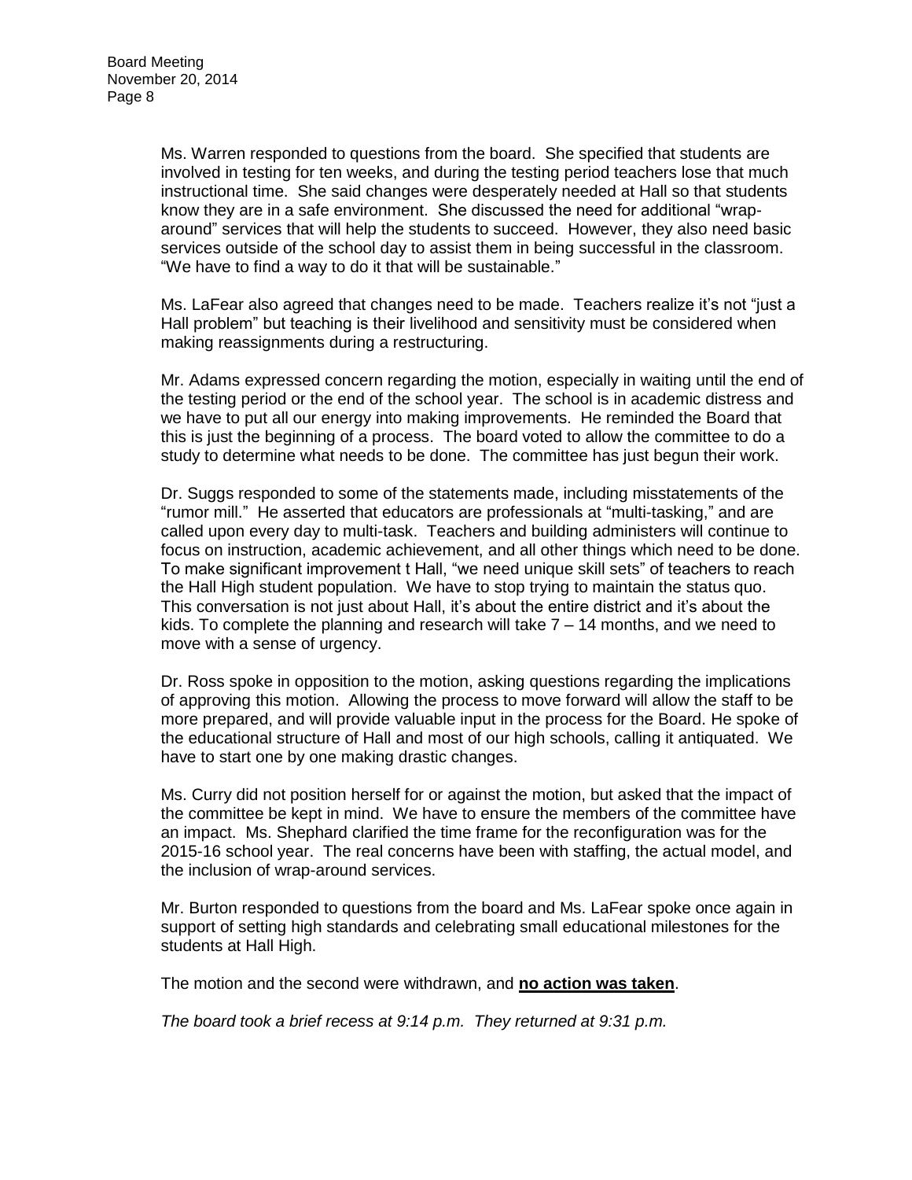Ms. Warren responded to questions from the board. She specified that students are involved in testing for ten weeks, and during the testing period teachers lose that much instructional time. She said changes were desperately needed at Hall so that students know they are in a safe environment. She discussed the need for additional "wrap-around" services that will help the students to succeed. However, they also need basic services outside of the school day to assist them in being successful in the classroom. "We have to find a way to do it that will be sustainable."

Ms. LaFear also agreed that changes need to be made. Teachers realize it's not "just a Hall problem" but teaching is their livelihood and sensitivity must be considered when making reassignments during a restructuring.

Mr. Adams expressed concern regarding the motion, especially in waiting until the end of the testing period or the end of the school year. The school is in academic distress and we have to put all our energy into making improvements. He reminded the Board that this is just the beginning of a process. The board voted to allow the committee to do a study to determine what needs to be done. The committee has just begun their work.

Dr. Suggs responded to some of the statements made, including misstatements of the "rumor mill." He asserted that educators are professionals at "multi-tasking," and are called upon every day to multi-task. Teachers and building administers will continue to focus on instruction, academic achievement, and all other things which need to be done. To make significant improvement t Hall, "we need unique skill sets" of teachers to reach the Hall High student population. We have to stop trying to maintain the status quo. This conversation is not just about Hall, it's about the entire district and it's about the kids. To complete the planning and research will take 7 – 14 months, and we need to move with a sense of urgency.

Dr. Ross spoke in opposition to the motion, asking questions regarding the implications of approving this motion. Allowing the process to move forward will allow the staff to be more prepared, and will provide valuable input in the process for the Board. He spoke of the educational structure of Hall and most of our high schools, calling it antiquated. We have to start one by one making drastic changes.

Ms. Curry did not position herself for or against the motion, but asked that the impact of the committee be kept in mind. We have to ensure the members of the committee have an impact. Ms. Shephard clarified the time frame for the reconfiguration was for the 2015-16 school year. The real concerns have been with staffing, the actual model, and the inclusion of wrap-around services.

Mr. Burton responded to questions from the board and Ms. LaFear spoke once again in support of setting high standards and celebrating small educational milestones for the students at Hall High.

The motion and the second were withdrawn, and **<u>no action was taken</u>**.

*The board took a brief recess at 9:14 p.m. They returned at 9:31 p.m.*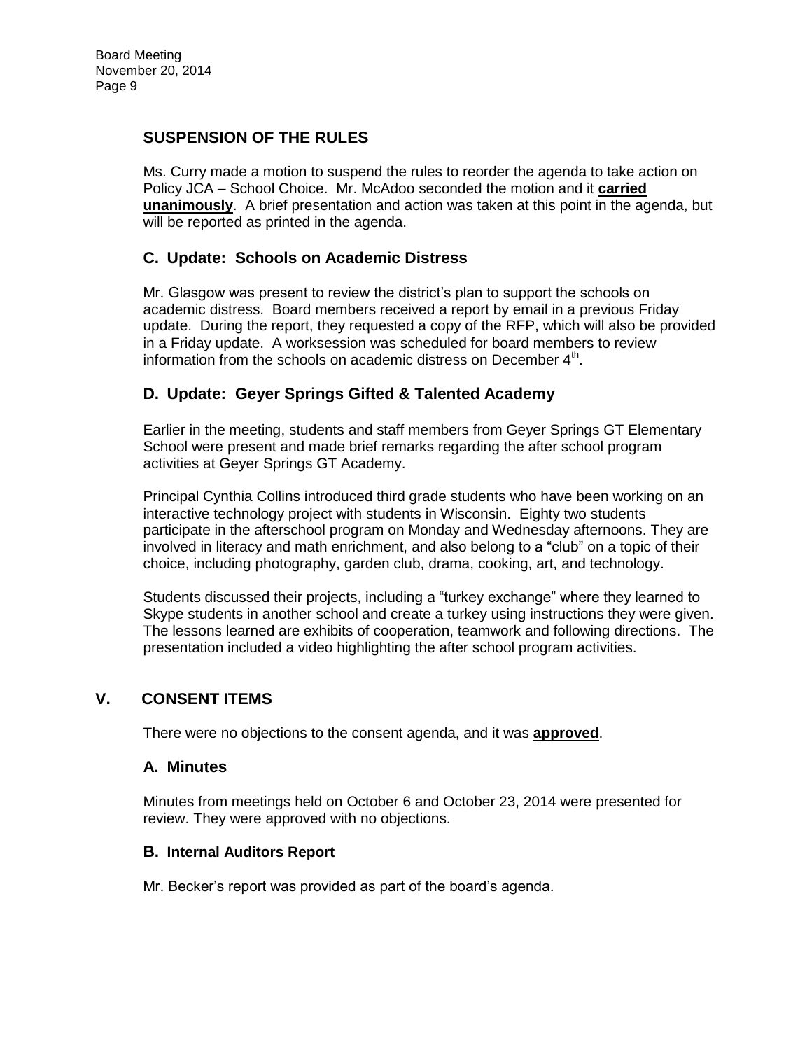## SUSPENSION OF THE RULES

Ms. Curry made a motion to suspend the rules to reorder the agenda to take action on Policy JCA – School Choice. Mr. McAdoo seconded the motion and it **carried unanimously**. A brief presentation and action was taken at this point in the agenda, but will be reported as printed in the agenda.

## C. Update: Schools on Academic Distress

Mr. Glasgow was present to review the district's plan to support the schools on academic distress. Board members received a report by email in a previous Friday update. During the report, they requested a copy of the RFP, which will also be provided in a Friday update. A worksession was scheduled for board members to review information from the schools on academic distress on December 4th.

## D. Update: Geyer Springs Gifted & Talented Academy

Earlier in the meeting, students and staff members from Geyer Springs GT Elementary School were present and made brief remarks regarding the after school program activities at Geyer Springs GT Academy.

Principal Cynthia Collins introduced third grade students who have been working on an interactive technology project with students in Wisconsin. Eighty two students participate in the afterschool program on Monday and Wednesday afternoons. They are involved in literacy and math enrichment, and also belong to a "club" on a topic of their choice, including photography, garden club, drama, cooking, art, and technology.

Students discussed their projects, including a "turkey exchange" where they learned to Skype students in another school and create a turkey using instructions they were given. The lessons learned are exhibits of cooperation, teamwork and following directions. The presentation included a video highlighting the after school program activities.

# V. CONSENT ITEMS

There were no objections to the consent agenda, and it was **approved**.

## A. Minutes

Minutes from meetings held on October 6 and October 23, 2014 were presented for review. They were approved with no objections.

### B. Internal Auditors Report

Mr. Becker's report was provided as part of the board's agenda.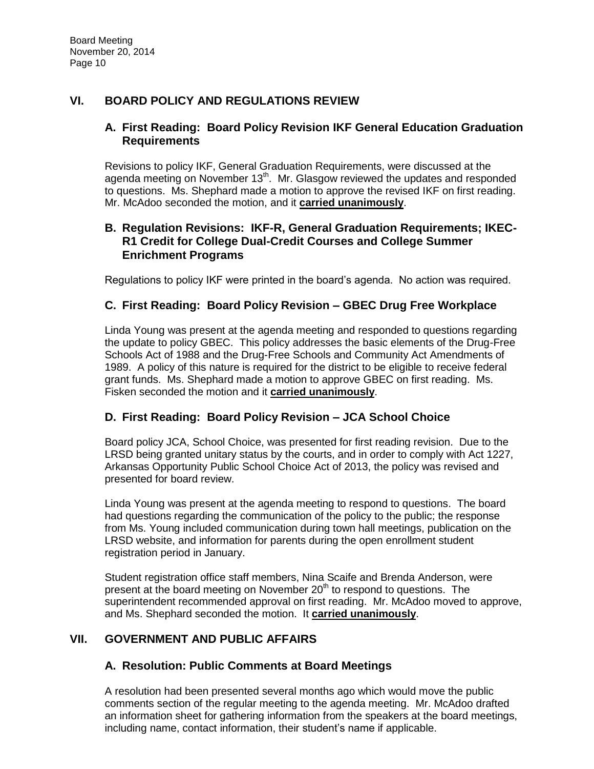## VI. BOARD POLICY AND REGULATIONS REVIEW

### A. First Reading: Board Policy Revision IKF General Education Graduation Requirements

Revisions to policy IKF, General Graduation Requirements, were discussed at the agenda meeting on November 13th. Mr. Glasgow reviewed the updates and responded to questions. Ms. Shephard made a motion to approve the revised IKF on first reading. Mr. McAdoo seconded the motion, and it **carried unanimously**.

### B. Regulation Revisions: IKF-R, General Graduation Requirements; IKEC-R1 Credit for College Dual-Credit Courses and College Summer Enrichment Programs

Regulations to policy IKF were printed in the board's agenda. No action was required.

### C. First Reading: Board Policy Revision – GBEC Drug Free Workplace

Linda Young was present at the agenda meeting and responded to questions regarding the update to policy GBEC. This policy addresses the basic elements of the Drug-Free Schools Act of 1988 and the Drug-Free Schools and Community Act Amendments of 1989. A policy of this nature is required for the district to be eligible to receive federal grant funds. Ms. Shephard made a motion to approve GBEC on first reading. Ms. Fisken seconded the motion and it **carried unanimously**.

### D. First Reading: Board Policy Revision – JCA School Choice

Board policy JCA, School Choice, was presented for first reading revision. Due to the LRSD being granted unitary status by the courts, and in order to comply with Act 1227, Arkansas Opportunity Public School Choice Act of 2013, the policy was revised and presented for board review.

Linda Young was present at the agenda meeting to respond to questions. The board had questions regarding the communication of the policy to the public; the response from Ms. Young included communication during town hall meetings, publication on the LRSD website, and information for parents during the open enrollment student registration period in January.

Student registration office staff members, Nina Scaife and Brenda Anderson, were present at the board meeting on November 20th to respond to questions. The superintendent recommended approval on first reading. Mr. McAdoo moved to approve, and Ms. Shephard seconded the motion. It **carried unanimously**.

## VII. GOVERNMENT AND PUBLIC AFFAIRS

### A. Resolution: Public Comments at Board Meetings

A resolution had been presented several months ago which would move the public comments section of the regular meeting to the agenda meeting. Mr. McAdoo drafted an information sheet for gathering information from the speakers at the board meetings, including name, contact information, their student's name if applicable.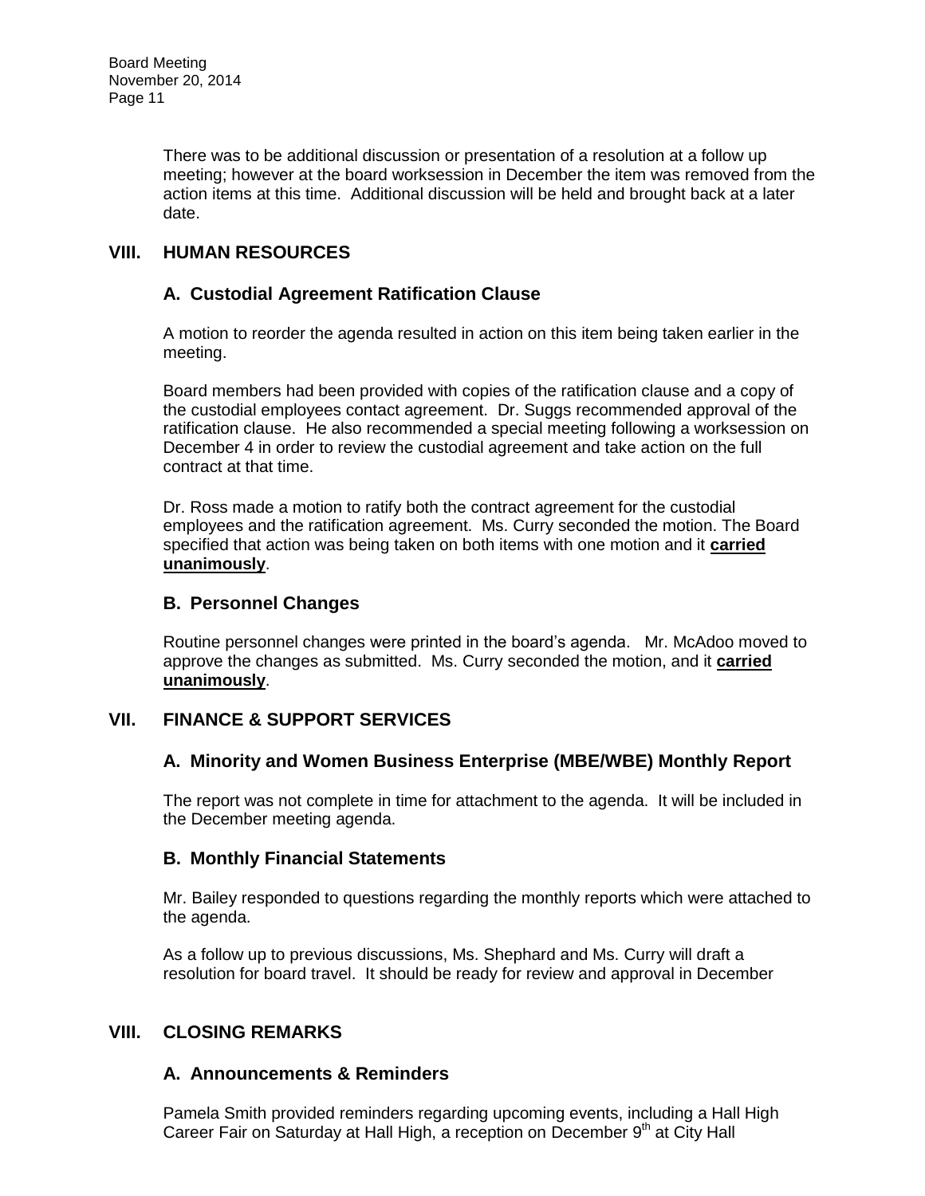There was to be additional discussion or presentation of a resolution at a follow up meeting; however at the board worksession in December the item was removed from the action items at this time. Additional discussion will be held and brought back at a later date.

## VIII. HUMAN RESOURCES

### A. Custodial Agreement Ratification Clause

A motion to reorder the agenda resulted in action on this item being taken earlier in the meeting.

Board members had been provided with copies of the ratification clause and a copy of the custodial employees contact agreement. Dr. Suggs recommended approval of the ratification clause. He also recommended a special meeting following a worksession on December 4 in order to review the custodial agreement and take action on the full contract at that time.

Dr. Ross made a motion to ratify both the contract agreement for the custodial employees and the ratification agreement. Ms. Curry seconded the motion. The Board specified that action was being taken on both items with one motion and it **carried unanimously**.

### B. Personnel Changes

Routine personnel changes were printed in the board's agenda. Mr. McAdoo moved to approve the changes as submitted. Ms. Curry seconded the motion, and it **carried unanimously**.

## VII. FINANCE & SUPPORT SERVICES

### A. Minority and Women Business Enterprise (MBE/WBE) Monthly Report

The report was not complete in time for attachment to the agenda. It will be included in the December meeting agenda.

### B. Monthly Financial Statements

Mr. Bailey responded to questions regarding the monthly reports which were attached to the agenda.

As a follow up to previous discussions, Ms. Shephard and Ms. Curry will draft a resolution for board travel. It should be ready for review and approval in December

## VIII. CLOSING REMARKS

### A. Announcements & Reminders

Pamela Smith provided reminders regarding upcoming events, including a Hall High Career Fair on Saturday at Hall High, a reception on December 9th at City Hall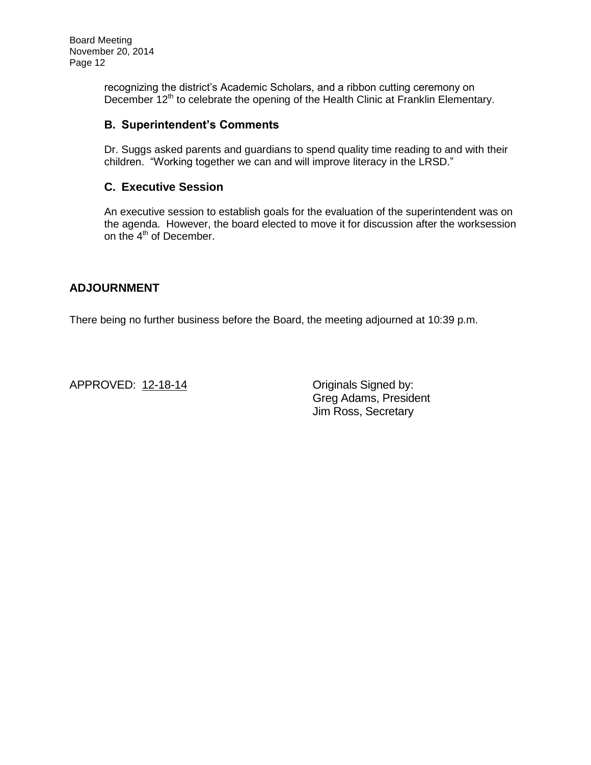recognizing the district's Academic Scholars, and a ribbon cutting ceremony on December 12th to celebrate the opening of the Health Clinic at Franklin Elementary.

### B. Superintendent's Comments

Dr. Suggs asked parents and guardians to spend quality time reading to and with their children. "Working together we can and will improve literacy in the LRSD."

### C. Executive Session

An executive session to establish goals for the evaluation of the superintendent was on the agenda. However, the board elected to move it for discussion after the worksession on the 4th of December.

## ADJOURNMENT

There being no further business before the Board, the meeting adjourned at 10:39 p.m.

APPROVED: 12-18-14

Originals Signed by:
Greg Adams, President
Jim Ross, Secretary